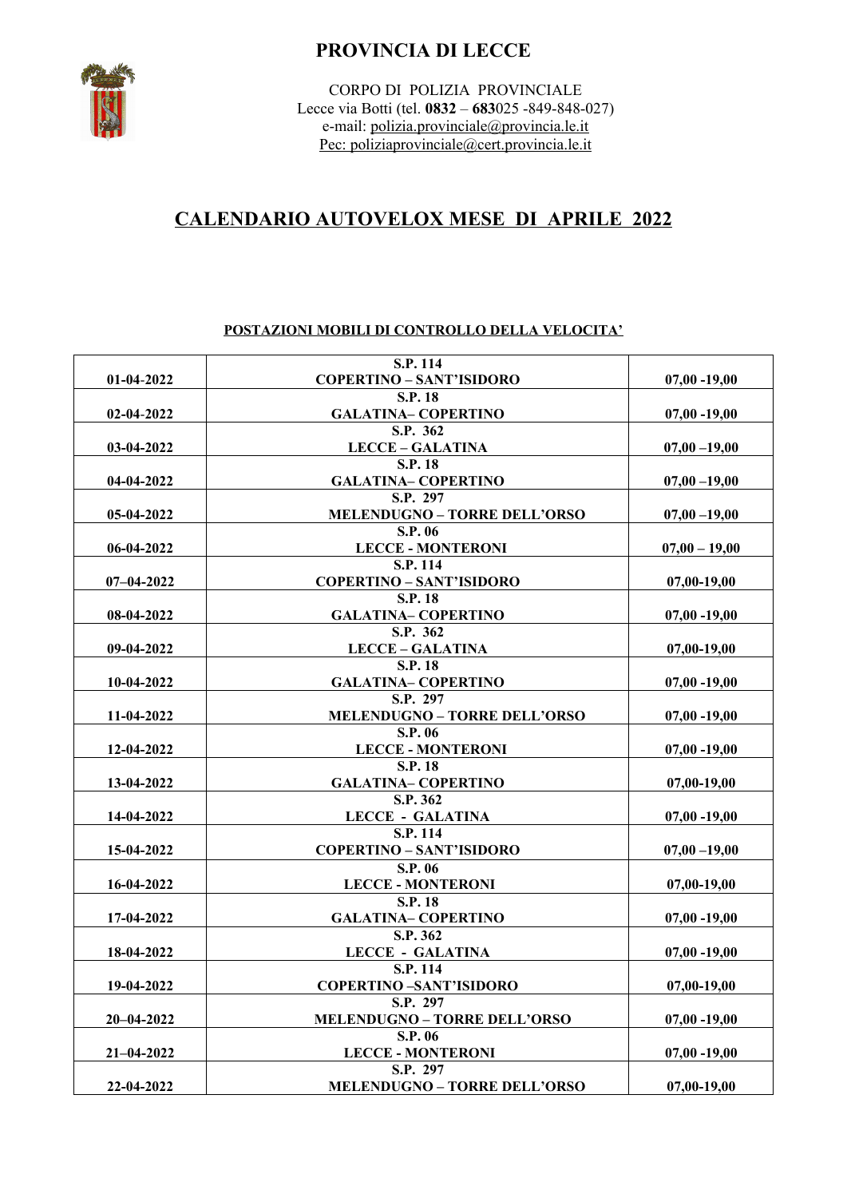# PROVINCIA DI LECCE

CORPO DI POLIZIA PROVINCIALE
Lecce via Botti (tel. **0832** – **683**025 -849-848-027)
e-mail: polizia.provinciale@provincia.le.it
Pec: poliziaprovinciale@cert.provincia.le.it

## CALENDARIO AUTOVELOX MESE DI APRILE 2022

**POSTAZIONI MOBILI DI CONTROLLO DELLA VELOCITA'**

| | | |
|---|---|---|
| **01-04-2022** | **S.P. 114**<br>**COPERTINO – SANT'ISIDORO** | **07,00 -19,00** |
| **02-04-2022** | **S.P. 18**<br>**GALATINA– COPERTINO** | **07,00 -19,00** |
| **03-04-2022** | **S.P. 362**<br>**LECCE – GALATINA** | **07,00 –19,00** |
| **04-04-2022** | **S.P. 18**<br>**GALATINA– COPERTINO** | **07,00 –19,00** |
| **05-04-2022** | **S.P. 297**<br>**MELENDUGNO – TORRE DELL'ORSO** | **07,00 –19,00** |
| **06-04-2022** | **S.P. 06**<br>**LECCE - MONTERONI** | **07,00 – 19,00** |
| **07–04-2022** | **S.P. 114**<br>**COPERTINO – SANT'ISIDORO** | **07,00-19,00** |
| **08-04-2022** | **S.P. 18**<br>**GALATINA– COPERTINO** | **07,00 -19,00** |
| **09-04-2022** | **S.P. 362**<br>**LECCE – GALATINA** | **07,00-19,00** |
| **10-04-2022** | **S.P. 18**<br>**GALATINA– COPERTINO** | **07,00 -19,00** |
| **11-04-2022** | **S.P. 297**<br>**MELENDUGNO – TORRE DELL'ORSO** | **07,00 -19,00** |
| **12-04-2022** | **S.P. 06**<br>**LECCE - MONTERONI** | **07,00 -19,00** |
| **13-04-2022** | **S.P. 18**<br>**GALATINA– COPERTINO** | **07,00-19,00** |
| **14-04-2022** | **S.P. 362**<br>**LECCE - GALATINA** | **07,00 -19,00** |
| **15-04-2022** | **S.P. 114**<br>**COPERTINO – SANT'ISIDORO** | **07,00 –19,00** |
| **16-04-2022** | **S.P. 06**<br>**LECCE - MONTERONI** | **07,00-19,00** |
| **17-04-2022** | **S.P. 18**<br>**GALATINA– COPERTINO** | **07,00 -19,00** |
| **18-04-2022** | **S.P. 362**<br>**LECCE - GALATINA** | **07,00 -19,00** |
| **19-04-2022** | **S.P. 114**<br>**COPERTINO –SANT'ISIDORO** | **07,00-19,00** |
| **20–04-2022** | **S.P. 297**<br>**MELENDUGNO – TORRE DELL'ORSO** | **07,00 -19,00** |
| **21–04-2022** | **S.P. 06**<br>**LECCE - MONTERONI** | **07,00 -19,00** |
| **22-04-2022** | **S.P. 297**<br>**MELENDUGNO – TORRE DELL'ORSO** | **07,00-19,00** |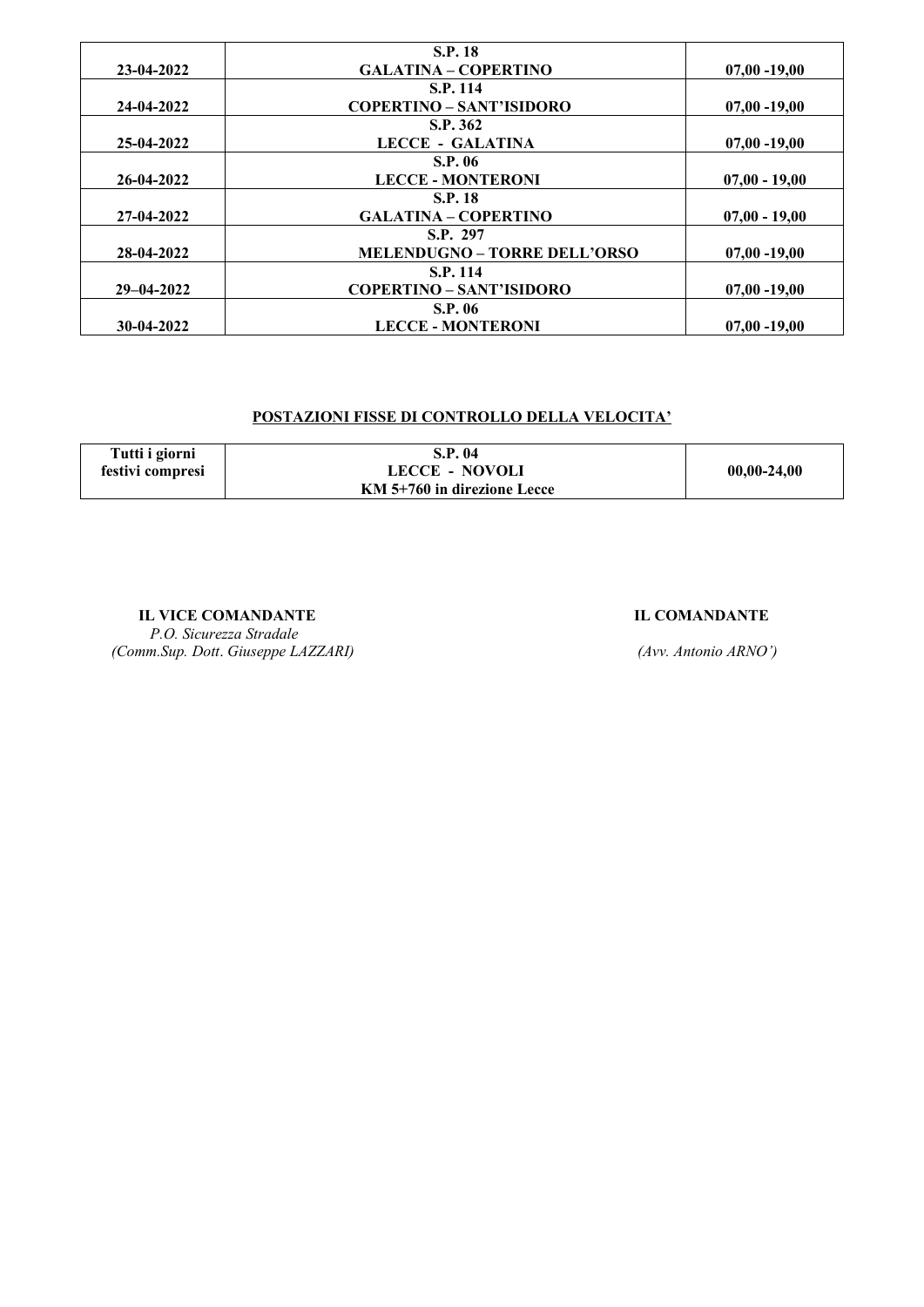| | | |
|---|---|---|
| **23-04-2022** | **S.P. 18**<br>**GALATINA – COPERTINO** | **07,00 -19,00** |
| **24-04-2022** | **S.P. 114**<br>**COPERTINO – SANT'ISIDORO** | **07,00 -19,00** |
| **25-04-2022** | **S.P. 362**<br>**LECCE - GALATINA** | **07,00 -19,00** |
| **26-04-2022** | **S.P. 06**<br>**LECCE - MONTERONI** | **07,00 - 19,00** |
| **27-04-2022** | **S.P. 18**<br>**GALATINA – COPERTINO** | **07,00 - 19,00** |
| **28-04-2022** | **S.P. 297**<br>**MELENDUGNO – TORRE DELL'ORSO** | **07,00 -19,00** |
| **29–04-2022** | **S.P. 114**<br>**COPERTINO – SANT'ISIDORO** | **07,00 -19,00** |
| **30-04-2022** | **S.P. 06**<br>**LECCE - MONTERONI** | **07,00 -19,00** |

**POSTAZIONI FISSE DI CONTROLLO DELLA VELOCITA'**

| | | |
|---|---|---|
| **Tutti i giorni festivi compresi** | **S.P. 04**<br>**LECCE - NOVOLI**<br>**KM 5+760 in direzione Lecce** | **00,00-24,00** |

**IL VICE COMANDANTE**
*P.O. Sicurezza Stradale*
*(Comm.Sup. Dott. Giuseppe LAZZARI)*

**IL COMANDANTE**
*(Avv. Antonio ARNO')*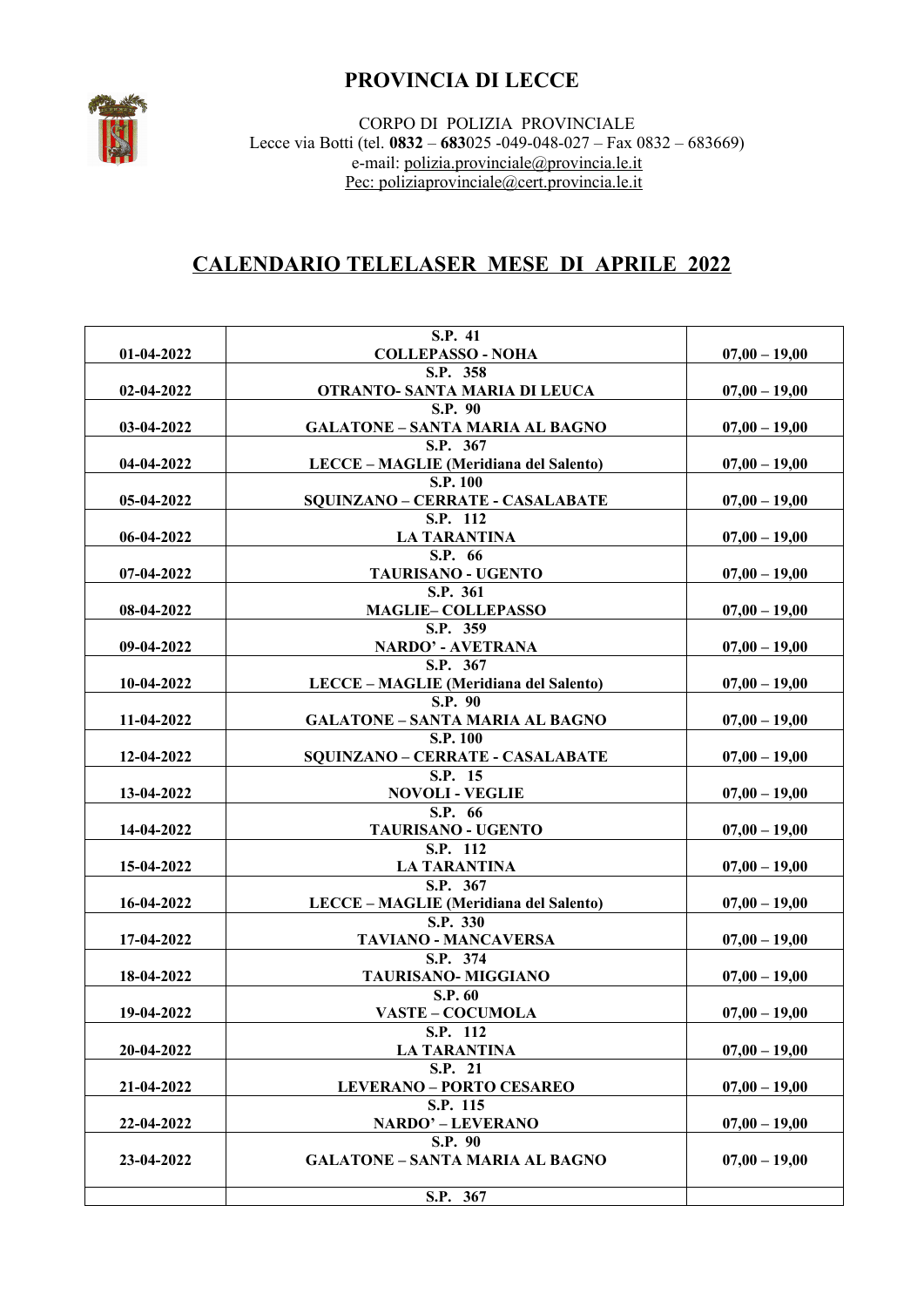# PROVINCIA DI LECCE

CORPO DI POLIZIA PROVINCIALE
Lecce via Botti (tel. **0832** – **683**025 -049-048-027 – Fax 0832 – 683669)
e-mail: polizia.provinciale@provincia.le.it
Pec: poliziaprovinciale@cert.provincia.le.it

## CALENDARIO TELELASER MESE DI APRILE 2022

| | | |
|---|---|---|
| **01-04-2022** | **S.P. 41 COLLEPASSO - NOHA** | **07,00 – 19,00** |
| **02-04-2022** | **S.P. 358 OTRANTO- SANTA MARIA DI LEUCA** | **07,00 – 19,00** |
| **03-04-2022** | **S.P. 90 GALATONE – SANTA MARIA AL BAGNO** | **07,00 – 19,00** |
| **04-04-2022** | **S.P. 367 LECCE – MAGLIE (Meridiana del Salento)** | **07,00 – 19,00** |
| **05-04-2022** | **S.P. 100 SQUINZANO – CERRATE - CASALABATE** | **07,00 – 19,00** |
| **06-04-2022** | **S.P. 112 LA TARANTINA** | **07,00 – 19,00** |
| **07-04-2022** | **S.P. 66 TAURISANO - UGENTO** | **07,00 – 19,00** |
| **08-04-2022** | **S.P. 361 MAGLIE– COLLEPASSO** | **07,00 – 19,00** |
| **09-04-2022** | **S.P. 359 NARDO' - AVETRANA** | **07,00 – 19,00** |
| **10-04-2022** | **S.P. 367 LECCE – MAGLIE (Meridiana del Salento)** | **07,00 – 19,00** |
| **11-04-2022** | **S.P. 90 GALATONE – SANTA MARIA AL BAGNO** | **07,00 – 19,00** |
| **12-04-2022** | **S.P. 100 SQUINZANO – CERRATE - CASALABATE** | **07,00 – 19,00** |
| **13-04-2022** | **S.P. 15 NOVOLI - VEGLIE** | **07,00 – 19,00** |
| **14-04-2022** | **S.P. 66 TAURISANO - UGENTO** | **07,00 – 19,00** |
| **15-04-2022** | **S.P. 112 LA TARANTINA** | **07,00 – 19,00** |
| **16-04-2022** | **S.P. 367 LECCE – MAGLIE (Meridiana del Salento)** | **07,00 – 19,00** |
| **17-04-2022** | **S.P. 330 TAVIANO - MANCAVERSA** | **07,00 – 19,00** |
| **18-04-2022** | **S.P. 374 TAURISANO- MIGGIANO** | **07,00 – 19,00** |
| **19-04-2022** | **S.P. 60 VASTE – COCUMOLA** | **07,00 – 19,00** |
| **20-04-2022** | **S.P. 112 LA TARANTINA** | **07,00 – 19,00** |
| **21-04-2022** | **S.P. 21 LEVERANO – PORTO CESAREO** | **07,00 – 19,00** |
| **22-04-2022** | **S.P. 115 NARDO' – LEVERANO** | **07,00 – 19,00** |
| **23-04-2022** | **S.P. 90 GALATONE – SANTA MARIA AL BAGNO** | **07,00 – 19,00** |
| | **S.P. 367** | |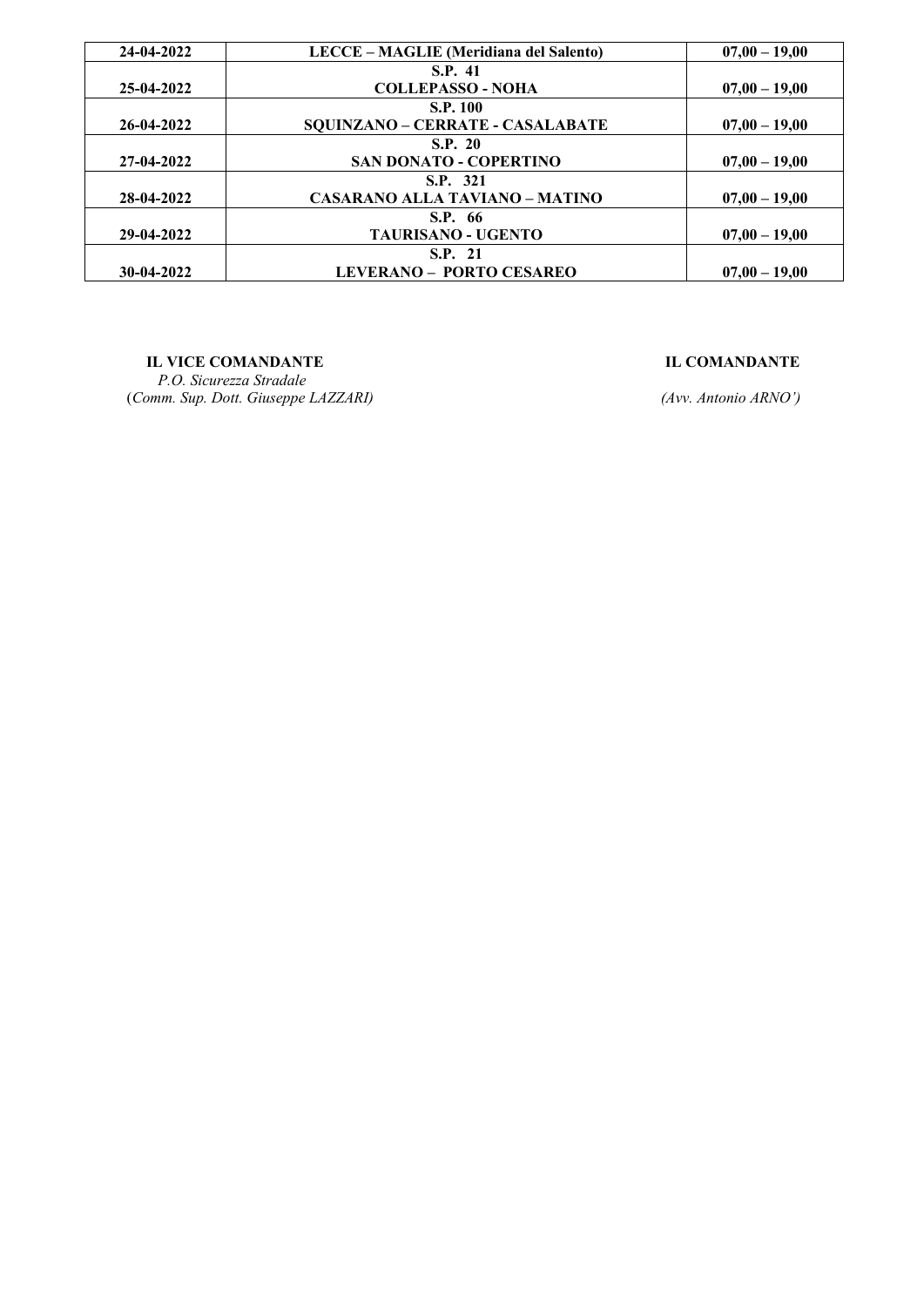| | | |
|---|---|---|
| **24-04-2022** | **LECCE – MAGLIE (Meridiana del Salento)** | **07,00 – 19,00** |
| **25-04-2022** | **S.P. 41**<br>**COLLEPASSO - NOHA** | **07,00 – 19,00** |
| **26-04-2022** | **S.P. 100**<br>**SQUINZANO – CERRATE - CASALABATE** | **07,00 – 19,00** |
| **27-04-2022** | **S.P. 20**<br>**SAN DONATO - COPERTINO** | **07,00 – 19,00** |
| **28-04-2022** | **S.P. 321**<br>**CASARANO ALLA TAVIANO – MATINO** | **07,00 – 19,00** |
| **29-04-2022** | **S.P. 66**<br>**TAURISANO - UGENTO** | **07,00 – 19,00** |
| **30-04-2022** | **S.P. 21**<br>**LEVERANO – PORTO CESAREO** | **07,00 – 19,00** |

**IL VICE COMANDANTE**
*P.O. Sicurezza Stradale*
(*Comm. Sup. Dott. Giuseppe LAZZARI)*

**IL COMANDANTE**
*(Avv. Antonio ARNO')*